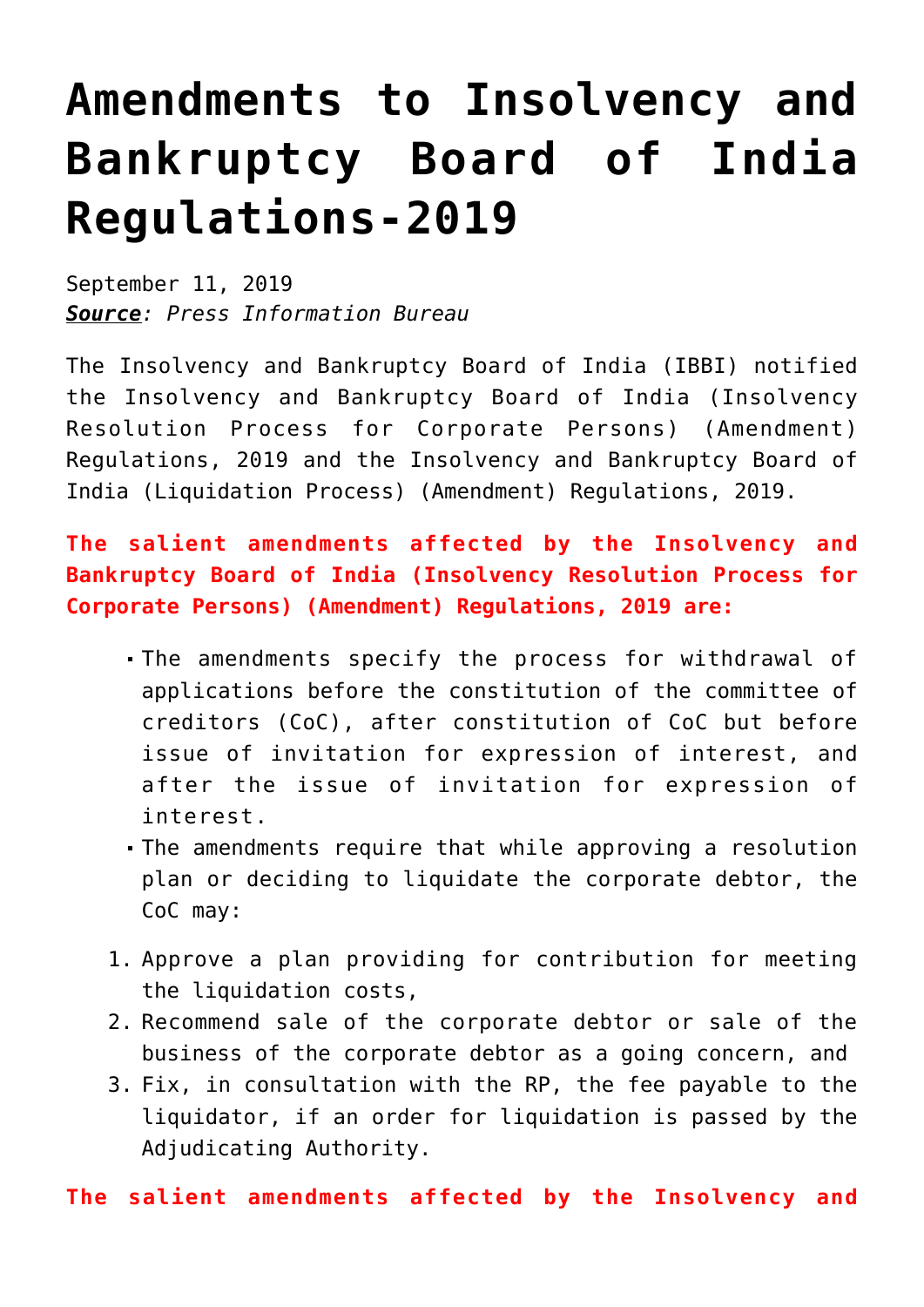# Amendments to Insolvency and Bankruptcy Board of India Regulations-2019

September 11, 2019
***Source**: Press Information Bureau*

The Insolvency and Bankruptcy Board of India (IBBI) notified the Insolvency and Bankruptcy Board of India (Insolvency Resolution Process for Corporate Persons) (Amendment) Regulations, 2019 and the Insolvency and Bankruptcy Board of India (Liquidation Process) (Amendment) Regulations, 2019.

**The salient amendments affected by the Insolvency and Bankruptcy Board of India (Insolvency Resolution Process for Corporate Persons) (Amendment) Regulations, 2019 are:**

- The amendments specify the process for withdrawal of applications before the constitution of the committee of creditors (CoC), after constitution of CoC but before issue of invitation for expression of interest, and after the issue of invitation for expression of interest.
- The amendments require that while approving a resolution plan or deciding to liquidate the corporate debtor, the CoC may:

1. Approve a plan providing for contribution for meeting the liquidation costs,
2. Recommend sale of the corporate debtor or sale of the business of the corporate debtor as a going concern, and
3. Fix, in consultation with the RP, the fee payable to the liquidator, if an order for liquidation is passed by the Adjudicating Authority.

**The salient amendments affected by the Insolvency and**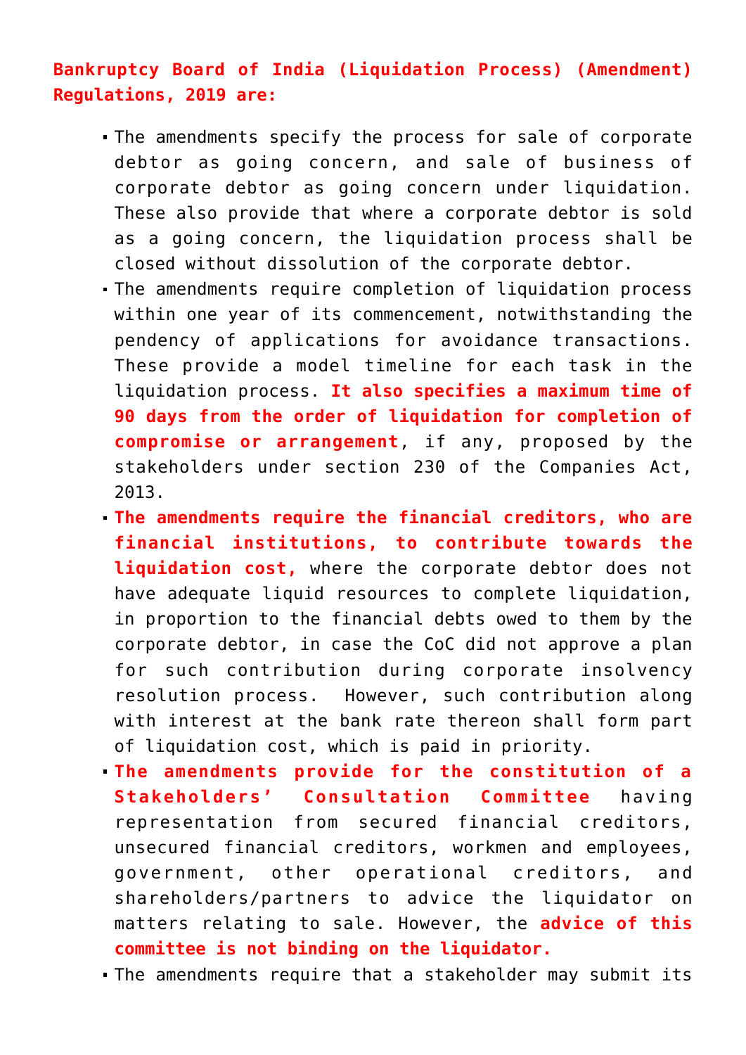**Bankruptcy Board of India (Liquidation Process) (Amendment) Regulations, 2019 are:**

- The amendments specify the process for sale of corporate debtor as going concern, and sale of business of corporate debtor as going concern under liquidation. These also provide that where a corporate debtor is sold as a going concern, the liquidation process shall be closed without dissolution of the corporate debtor.
- The amendments require completion of liquidation process within one year of its commencement, notwithstanding the pendency of applications for avoidance transactions. These provide a model timeline for each task in the liquidation process. **It also specifies a maximum time of 90 days from the order of liquidation for completion of compromise or arrangement**, if any, proposed by the stakeholders under section 230 of the Companies Act, 2013.
- **The amendments require the financial creditors, who are financial institutions, to contribute towards the liquidation cost,** where the corporate debtor does not have adequate liquid resources to complete liquidation, in proportion to the financial debts owed to them by the corporate debtor, in case the CoC did not approve a plan for such contribution during corporate insolvency resolution process. However, such contribution along with interest at the bank rate thereon shall form part of liquidation cost, which is paid in priority.
- **The amendments provide for the constitution of a Stakeholders' Consultation Committee** having representation from secured financial creditors, unsecured financial creditors, workmen and employees, government, other operational creditors, and shareholders/partners to advice the liquidator on matters relating to sale. However, the **advice of this committee is not binding on the liquidator.**
- The amendments require that a stakeholder may submit its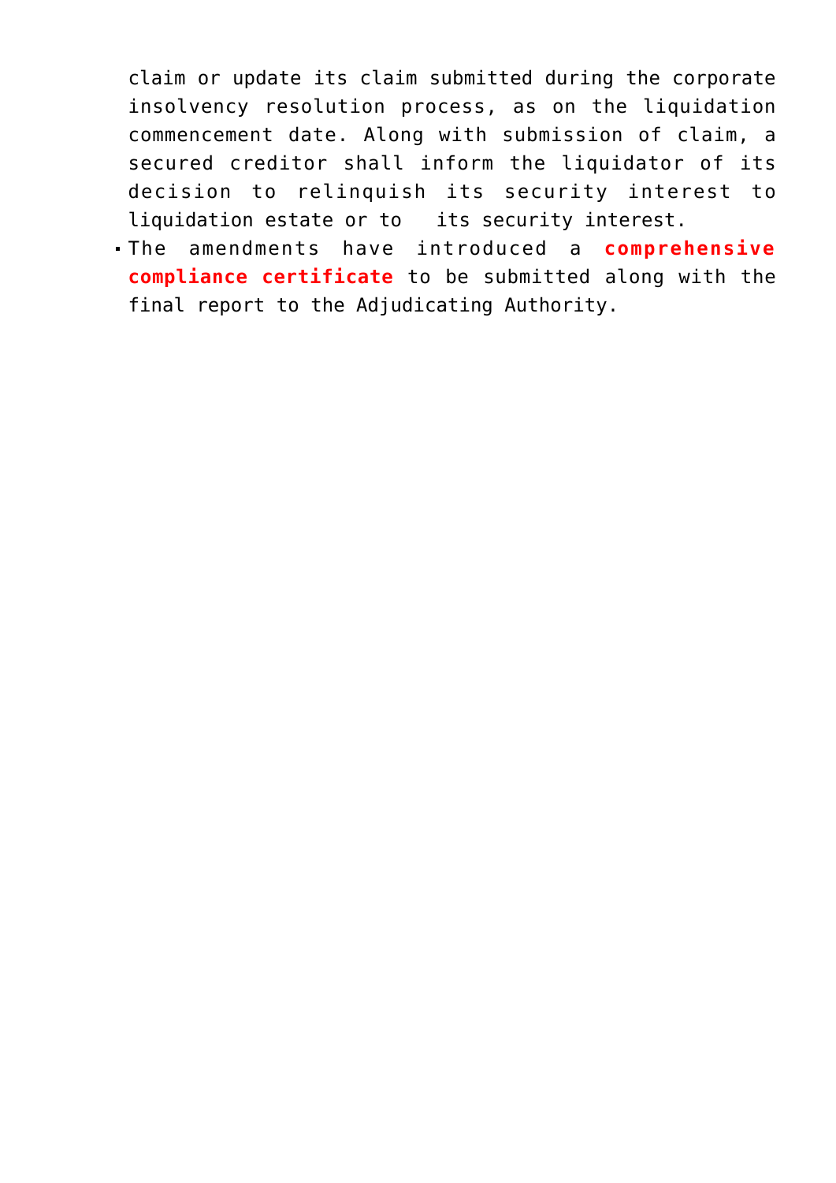claim or update its claim submitted during the corporate insolvency resolution process, as on the liquidation commencement date. Along with submission of claim, a secured creditor shall inform the liquidator of its decision to relinquish its security interest to liquidation estate or to  its security interest.

- The amendments have introduced a **comprehensive compliance certificate** to be submitted along with the final report to the Adjudicating Authority.